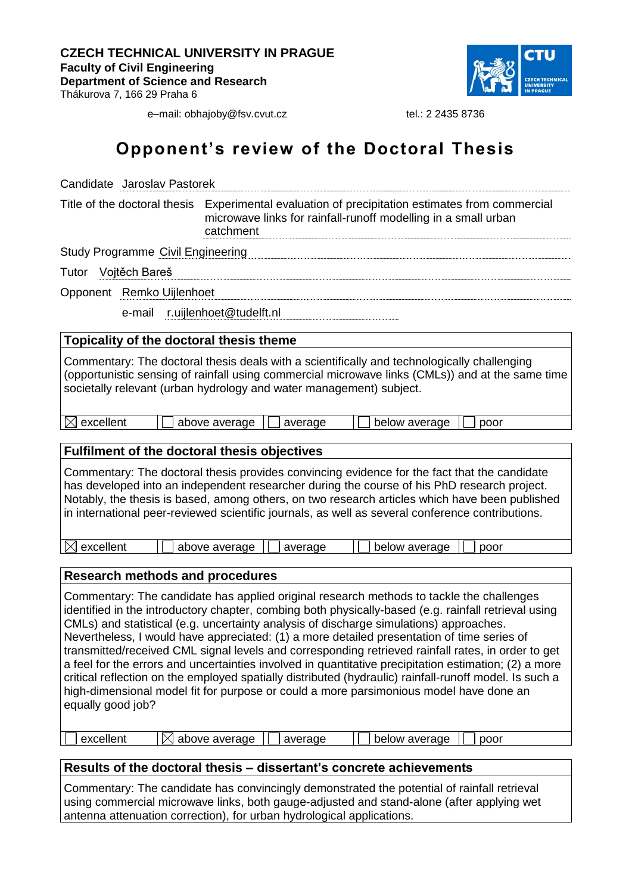**CZECH TECHNICAL UNIVERSITY IN PRAGUE**
**Faculty of Civil Engineering**
**Department of Science and Research**
Thákurova 7, 166 29 Praha 6

e–mail: obhajoby@fsv.cvut.cz tel.: 2 2435 8736

# Opponent's review of the Doctoral Thesis

Candidate Jaroslav Pastorek

Title of the doctoral thesis Experimental evaluation of precipitation estimates from commercial microwave links for rainfall-runoff modelling in a small urban catchment

Study Programme Civil Engineering

Tutor Vojtěch Bareš

Opponent Remko Uijlenhoet

e-mail r.uijlenhoet@tudelft.nl

## Topicality of the doctoral thesis theme

Commentary: The doctoral thesis deals with a scientifically and technologically challenging (opportunistic sensing of rainfall using commercial microwave links (CMLs)) and at the same time societally relevant (urban hydrology and water management) subject.

☒ excellent ☐ above average ☐ average ☐ below average ☐ poor

## Fulfilment of the doctoral thesis objectives

Commentary: The doctoral thesis provides convincing evidence for the fact that the candidate has developed into an independent researcher during the course of his PhD research project. Notably, the thesis is based, among others, on two research articles which have been published in international peer-reviewed scientific journals, as well as several conference contributions.

☒ excellent ☐ above average ☐ average ☐ below average ☐ poor

## Research methods and procedures

Commentary: The candidate has applied original research methods to tackle the challenges identified in the introductory chapter, combing both physically-based (e.g. rainfall retrieval using CMLs) and statistical (e.g. uncertainty analysis of discharge simulations) approaches. Nevertheless, I would have appreciated: (1) a more detailed presentation of time series of transmitted/received CML signal levels and corresponding retrieved rainfall rates, in order to get a feel for the errors and uncertainties involved in quantitative precipitation estimation; (2) a more critical reflection on the employed spatially distributed (hydraulic) rainfall-runoff model. Is such a high-dimensional model fit for purpose or could a more parsimonious model have done an equally good job?

☐ excellent ☒ above average ☐ average ☐ below average ☐ poor

## Results of the doctoral thesis – dissertant's concrete achievements

Commentary: The candidate has convincingly demonstrated the potential of rainfall retrieval using commercial microwave links, both gauge-adjusted and stand-alone (after applying wet antenna attenuation correction), for urban hydrological applications.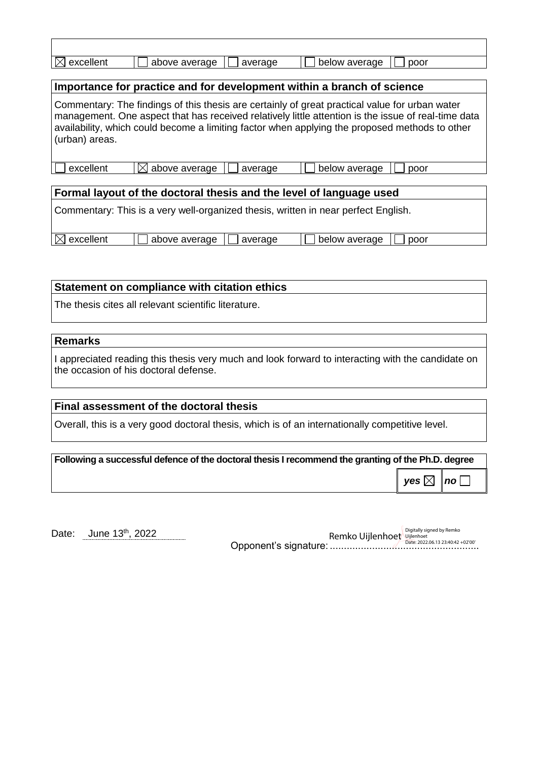| | | | | |
|---|---|---|---|---|
| ☒ excellent | ☐ above average | ☐ average | ☐ below average | ☐ poor |

**Importance for practice and for development within a branch of science**

Commentary: The findings of this thesis are certainly of great practical value for urban water management. One aspect that has received relatively little attention is the issue of real-time data availability, which could become a limiting factor when applying the proposed methods to other (urban) areas.

| | | | | |
|---|---|---|---|---|
| ☐ excellent | ☒ above average | ☐ average | ☐ below average | ☐ poor |

**Formal layout of the doctoral thesis and the level of language used**

Commentary: This is a very well-organized thesis, written in near perfect English.

| | | | | |
|---|---|---|---|---|
| ☒ excellent | ☐ above average | ☐ average | ☐ below average | ☐ poor |

**Statement on compliance with citation ethics**

The thesis cites all relevant scientific literature.

**Remarks**

I appreciated reading this thesis very much and look forward to interacting with the candidate on the occasion of his doctoral defense.

**Final assessment of the doctoral thesis**

Overall, this is a very good doctoral thesis, which is of an internationally competitive level.

**Following a successful defence of the doctoral thesis I recommend the granting of the Ph.D. degree**

***yes*** ☒ ***no*** ☐

Date: June 13th, 2022

Remko Uijlenhoet Digitally signed by Remko Uijlenhoet Date: 2022.06.13 23:40:42 +02'00'

Opponent's signature: ....................................................